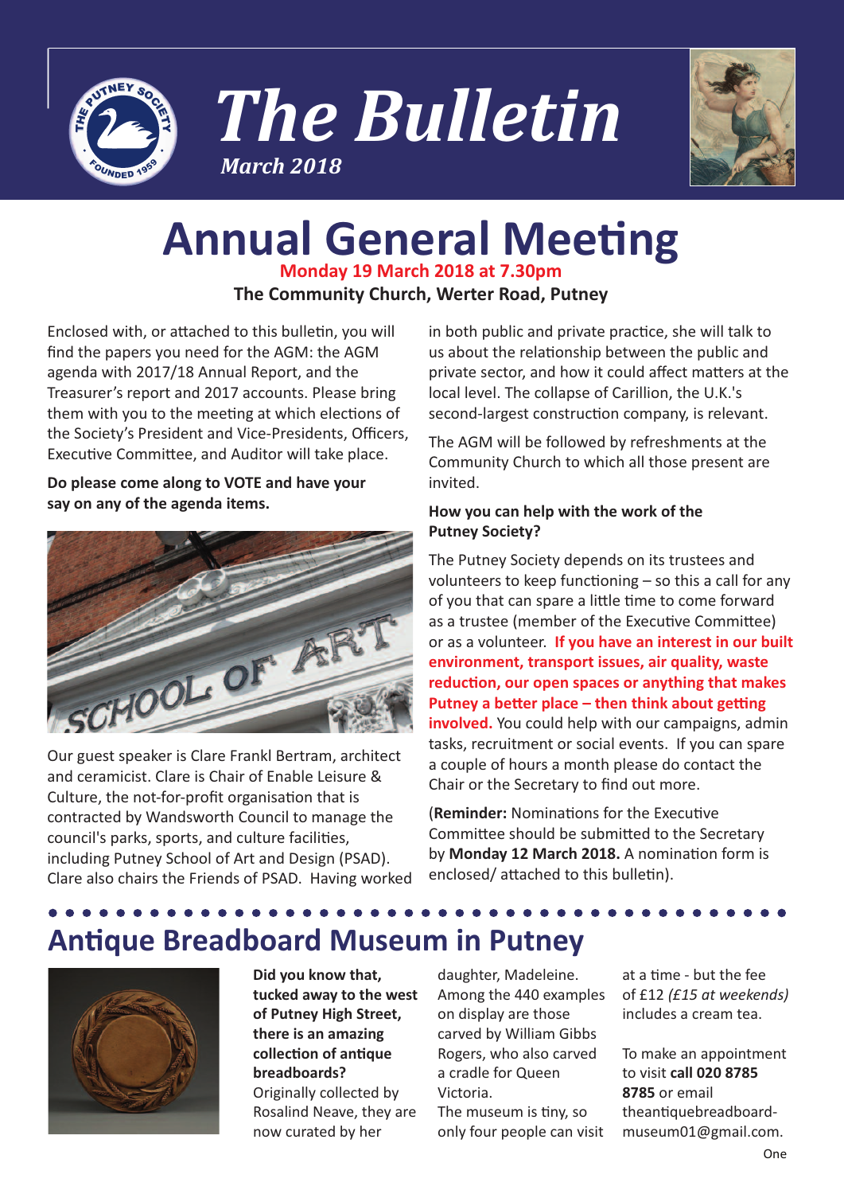# The Bulletin

*March 2018*

# Annual General Meeting

**Monday 19 March 2018 at 7.30pm**

**The Community Church, Werter Road, Putney**

Enclosed with, or attached to this bulletin, you will find the papers you need for the AGM: the AGM agenda with 2017/18 Annual Report, and the Treasurer's report and 2017 accounts. Please bring them with you to the meeting at which elections of the Society's President and Vice-Presidents, Officers, Executive Committee, and Auditor will take place.

**Do please come along to VOTE and have your say on any of the agenda items.**

Our guest speaker is Clare Frankl Bertram, architect and ceramicist. Clare is Chair of Enable Leisure & Culture, the not-for-profit organisation that is contracted by Wandsworth Council to manage the council's parks, sports, and culture facilities, including Putney School of Art and Design (PSAD). Clare also chairs the Friends of PSAD. Having worked in both public and private practice, she will talk to us about the relationship between the public and private sector, and how it could affect matters at the local level. The collapse of Carillion, the U.K.'s second-largest construction company, is relevant.

The AGM will be followed by refreshments at the Community Church to which all those present are invited.

**How you can help with the work of the Putney Society?**

The Putney Society depends on its trustees and volunteers to keep functioning – so this a call for any of you that can spare a little time to come forward as a trustee (member of the Executive Committee) or as a volunteer. **If you have an interest in our built environment, transport issues, air quality, waste reduction, our open spaces or anything that makes Putney a better place – then think about getting involved.** You could help with our campaigns, admin tasks, recruitment or social events. If you can spare a couple of hours a month please do contact the Chair or the Secretary to find out more.

(**Reminder:** Nominations for the Executive Committee should be submitted to the Secretary by **Monday 12 March 2018.** A nomination form is enclosed/ attached to this bulletin).

## Antique Breadboard Museum in Putney

**Did you know that, tucked away to the west of Putney High Street, there is an amazing collection of antique breadboards?** Originally collected by Rosalind Neave, they are now curated by her daughter, Madeleine. Among the 440 examples on display are those carved by William Gibbs Rogers, who also carved a cradle for Queen Victoria.

The museum is tiny, so only four people can visit at a time - but the fee of £12 *(£15 at weekends)* includes a cream tea.

To make an appointment to visit **call 020 8785 8785** or email theantiquebreadboard-museum01@gmail.com.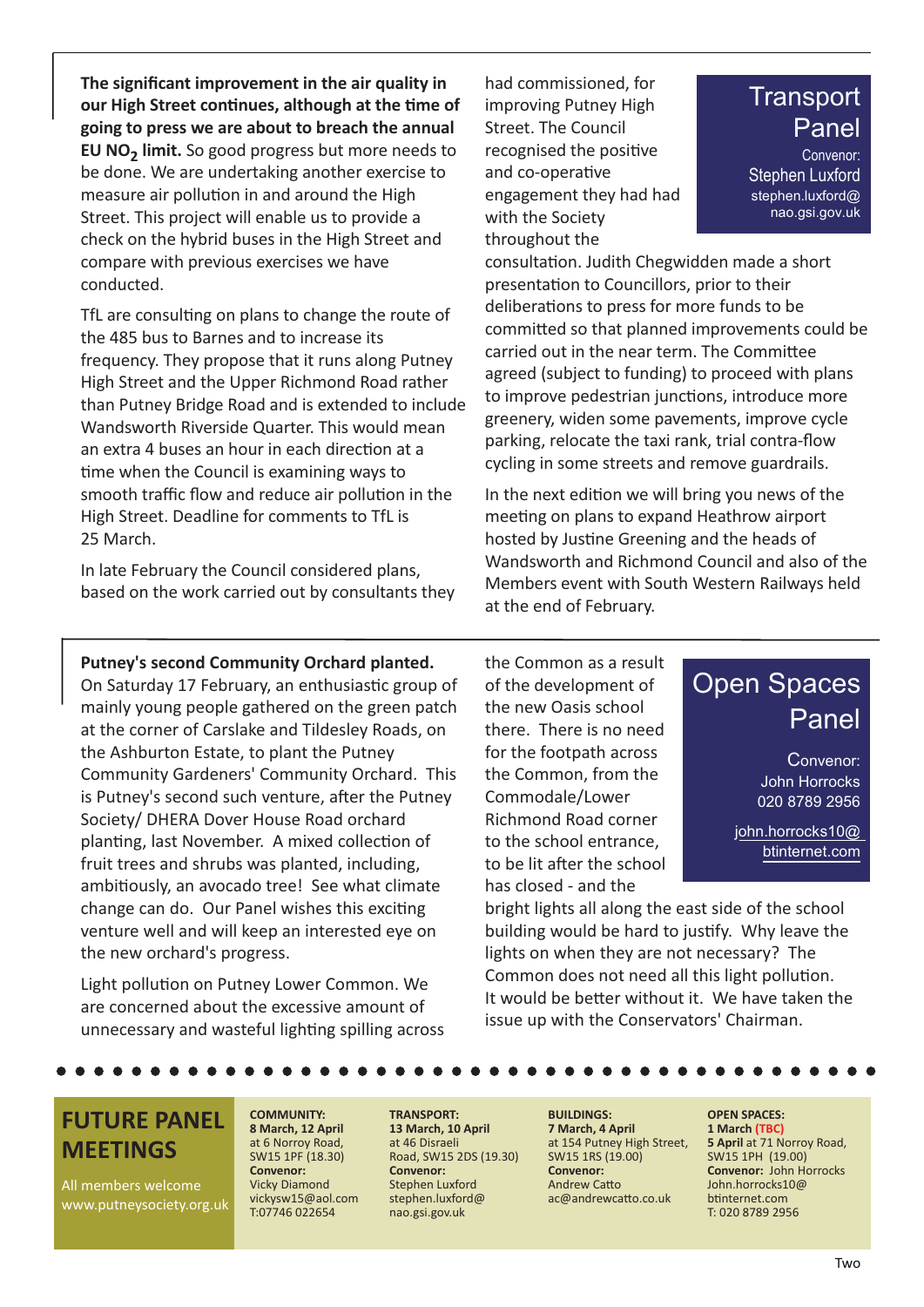## Transport Panel

Convenor: Stephen Luxford
stephen.luxford@nao.gsi.gov.uk

**The significant improvement in the air quality in our High Street continues, although at the time of going to press we are about to breach the annual EU $NO_2$ limit.** So good progress but more needs to be done. We are undertaking another exercise to measure air pollution in and around the High Street. This project will enable us to provide a check on the hybrid buses in the High Street and compare with previous exercises we have conducted.

TfL are consulting on plans to change the route of the 485 bus to Barnes and to increase its frequency. They propose that it runs along Putney High Street and the Upper Richmond Road rather than Putney Bridge Road and is extended to include Wandsworth Riverside Quarter. This would mean an extra 4 buses an hour in each direction at a time when the Council is examining ways to smooth traffic flow and reduce air pollution in the High Street. Deadline for comments to TfL is 25 March.

In late February the Council considered plans, based on the work carried out by consultants they had commissioned, for improving Putney High Street. The Council recognised the positive and co-operative engagement they had had with the Society throughout the consultation. Judith Chegwidden made a short presentation to Councillors, prior to their deliberations to press for more funds to be committed so that planned improvements could be carried out in the near term. The Committee agreed (subject to funding) to proceed with plans to improve pedestrian junctions, introduce more greenery, widen some pavements, improve cycle parking, relocate the taxi rank, trial contra-flow cycling in some streets and remove guardrails.

In the next edition we will bring you news of the meeting on plans to expand Heathrow airport hosted by Justine Greening and the heads of Wandsworth and Richmond Council and also of the Members event with South Western Railways held at the end of February.

## Open Spaces Panel

Convenor: John Horrocks
020 8789 2956
john.horrocks10@btinternet.com

**Putney's second Community Orchard planted.** On Saturday 17 February, an enthusiastic group of mainly young people gathered on the green patch at the corner of Carslake and Tildesley Roads, on the Ashburton Estate, to plant the Putney Community Gardeners' Community Orchard. This is Putney's second such venture, after the Putney Society/ DHERA Dover House Road orchard planting, last November. A mixed collection of fruit trees and shrubs was planted, including, ambitiously, an avocado tree! See what climate change can do. Our Panel wishes this exciting venture well and will keep an interested eye on the new orchard's progress.

Light pollution on Putney Lower Common. We are concerned about the excessive amount of unnecessary and wasteful lighting spilling across the Common as a result of the development of the new Oasis school there. There is no need for the footpath across the Common, from the Commodale/Lower Richmond Road corner to the school entrance, to be lit after the school has closed - and the bright lights all along the east side of the school building would be hard to justify. Why leave the lights on when they are not necessary? The Common does not need all this light pollution. It would be better without it. We have taken the issue up with the Conservators' Chairman.

## FUTURE PANEL MEETINGS

All members welcome
www.putneysociety.org.uk

**COMMUNITY:**
**8 March, 12 April**
at 6 Norroy Road, SW15 1PF (18.30)
**Convenor:**
Vicky Diamond
vickysw15@aol.com
T:07746 022654

**TRANSPORT:**
**13 March, 10 April**
at 46 Disraeli Road, SW15 2DS (19.30)
**Convenor:**
Stephen Luxford
stephen.luxford@nao.gsi.gov.uk

**BUILDINGS:**
**7 March, 4 April**
at 154 Putney High Street, SW15 1RS (19.00)
**Convenor:**
Andrew Catto
ac@andrewcatto.co.uk

**OPEN SPACES:**
**1 March (TBC)**
**5 April** at 71 Norroy Road, SW15 1PH (19.00)
**Convenor:** John Horrocks
John.horrocks10@btinternet.com
T: 020 8789 2956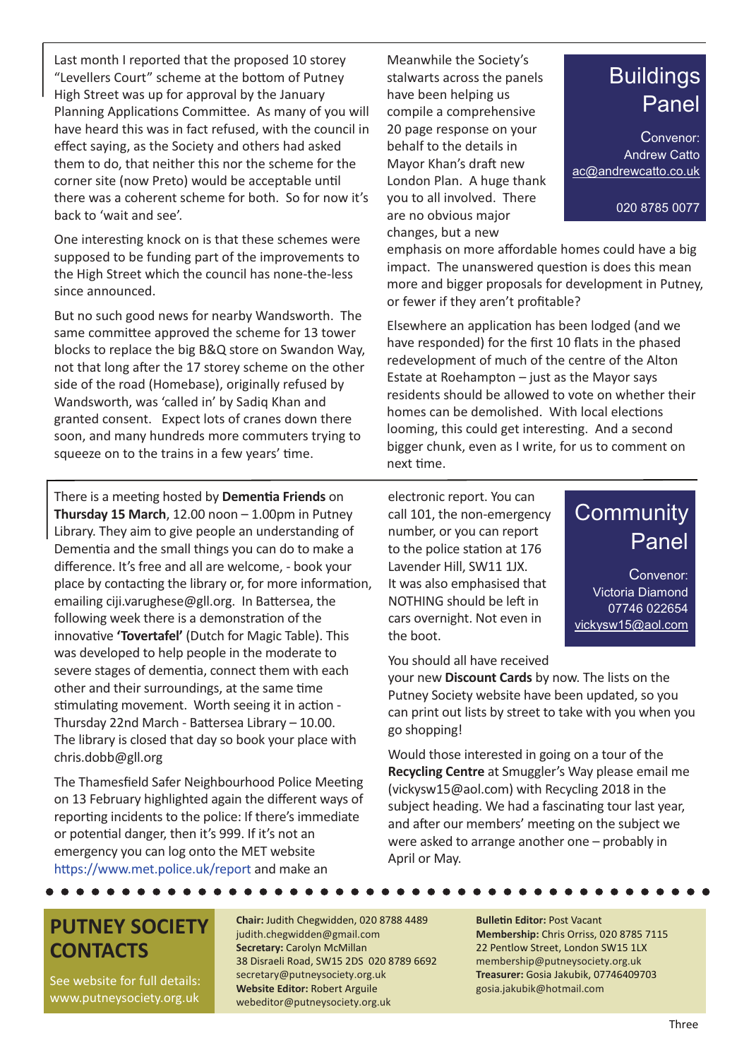## Buildings Panel

Convenor: Andrew Catto
ac@andrewcatto.co.uk

020 8785 0077

Last month I reported that the proposed 10 storey "Levellers Court" scheme at the bottom of Putney High Street was up for approval by the January Planning Applications Committee. As many of you will have heard this was in fact refused, with the council in effect saying, as the Society and others had asked them to do, that neither this nor the scheme for the corner site (now Preto) would be acceptable until there was a coherent scheme for both. So for now it's back to 'wait and see'.

One interesting knock on is that these schemes were supposed to be funding part of the improvements to the High Street which the council has none-the-less since announced.

But no such good news for nearby Wandsworth. The same committee approved the scheme for 13 tower blocks to replace the big B&Q store on Swandon Way, not that long after the 17 storey scheme on the other side of the road (Homebase), originally refused by Wandsworth, was 'called in' by Sadiq Khan and granted consent. Expect lots of cranes down there soon, and many hundreds more commuters trying to squeeze on to the trains in a few years' time.

Meanwhile the Society's stalwarts across the panels have been helping us compile a comprehensive 20 page response on your behalf to the details in Mayor Khan's draft new London Plan. A huge thank you to all involved. There are no obvious major changes, but a new emphasis on more affordable homes could have a big impact. The unanswered question is does this mean more and bigger proposals for development in Putney, or fewer if they aren't profitable?

Elsewhere an application has been lodged (and we have responded) for the first 10 flats in the phased redevelopment of much of the centre of the Alton Estate at Roehampton – just as the Mayor says residents should be allowed to vote on whether their homes can be demolished. With local elections looming, this could get interesting. And a second bigger chunk, even as I write, for us to comment on next time.

## Community Panel

Convenor: Victoria Diamond
07746 022654
vickysw15@aol.com

There is a meeting hosted by **Dementia Friends** on **Thursday 15 March**, 12.00 noon – 1.00pm in Putney Library. They aim to give people an understanding of Dementia and the small things you can do to make a difference. It's free and all are welcome, - book your place by contacting the library or, for more information, emailing ciji.varughese@gll.org. In Battersea, the following week there is a demonstration of the innovative **'Tovertafel'** (Dutch for Magic Table). This was developed to help people in the moderate to severe stages of dementia, connect them with each other and their surroundings, at the same time stimulating movement. Worth seeing it in action - Thursday 22nd March - Battersea Library – 10.00. The library is closed that day so book your place with chris.dobb@gll.org

The Thamesfield Safer Neighbourhood Police Meeting on 13 February highlighted again the different ways of reporting incidents to the police: If there's immediate or potential danger, then it's 999. If it's not an emergency you can log onto the MET website https://www.met.police.uk/report and make an electronic report. You can call 101, the non-emergency number, or you can report to the police station at 176 Lavender Hill, SW11 1JX. It was also emphasised that NOTHING should be left in cars overnight. Not even in the boot.

You should all have received your new **Discount Cards** by now. The lists on the Putney Society website have been updated, so you can print out lists by street to take with you when you go shopping!

Would those interested in going on a tour of the **Recycling Centre** at Smuggler's Way please email me (vickysw15@aol.com) with Recycling 2018 in the subject heading. We had a fascinating tour last year, and after our members' meeting on the subject we were asked to arrange another one – probably in April or May.

## PUTNEY SOCIETY CONTACTS

See website for full details: www.putneysociety.org.uk

**Chair:** Judith Chegwidden, 020 8788 4489
judith.chegwidden@gmail.com
**Secretary:** Carolyn McMillan
38 Disraeli Road, SW15 2DS 020 8789 6692
secretary@putneysociety.org.uk
**Website Editor:** Robert Arguile
webeditor@putneysociety.org.uk

**Bulletin Editor:** Post Vacant
**Membership:** Chris Orriss, 020 8785 7115
22 Pentlow Street, London SW15 1LX
membership@putneysociety.org.uk
**Treasurer:** Gosia Jakubik, 07746409703
gosia.jakubik@hotmail.com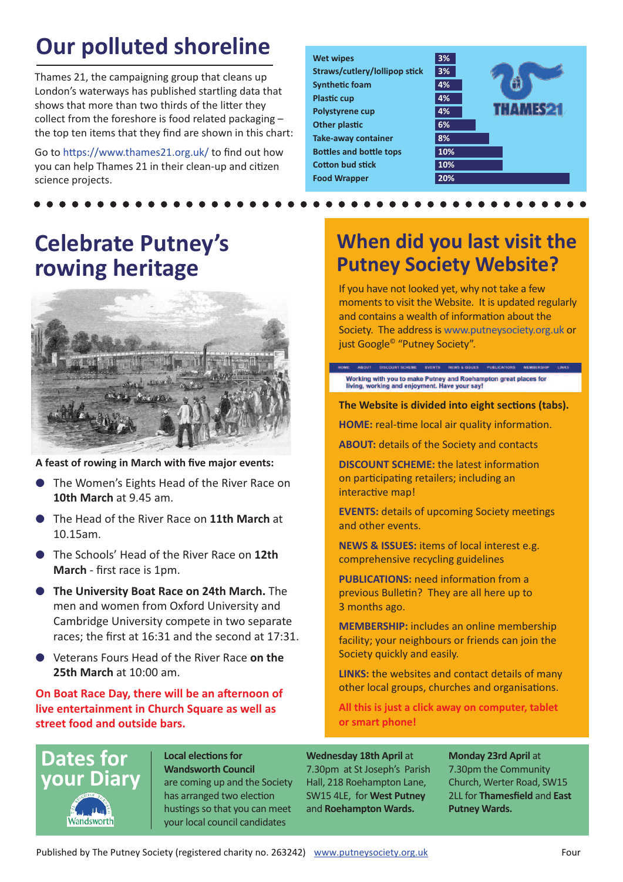# Our polluted shoreline

Thames 21, the campaigning group that cleans up London's waterways has published startling data that shows that more than two thirds of the litter they collect from the foreshore is food related packaging – the top ten items that they find are shown in this chart:

Go to https://www.thames21.org.uk/ to find out how you can help Thames 21 in their clean-up and citizen science projects.

Wet wipes 3%
Straws/cutlery/lollipop stick 3%
Synthetic foam 4%
Plastic cup 4%
Polystyrene cup 4%
Other plastic 6%
Take-away container 8%
Bottles and bottle tops 10%
Cotton bud stick 10%
Food Wrapper 20%

THAMES21

# Celebrate Putney's rowing heritage

**A feast of rowing in March with five major events:**

- The Women's Eights Head of the River Race on **10th March** at 9.45 am.
- The Head of the River Race on **11th March** at 10.15am.
- The Schools' Head of the River Race on **12th March** - first race is 1pm.
- **The University Boat Race on 24th March.** The men and women from Oxford University and Cambridge University compete in two separate races; the first at 16:31 and the second at 17:31.
- Veterans Fours Head of the River Race **on the 25th March** at 10:00 am.

**On Boat Race Day, there will be an afternoon of live entertainment in Church Square as well as street food and outside bars.**

# When did you last visit the Putney Society Website?

If you have not looked yet, why not take a few moments to visit the Website. It is updated regularly and contains a wealth of information about the Society. The address is www.putneysociety.org.uk or just Google© "Putney Society".

HOME ABOUT DISCOUNT SCHEME EVENTS NEWS & ISSUES PUBLICATIONS MEMBERSHIP LINKS

Working with you to make Putney and Roehampton great places for living, working and enjoyment. Have your say!

**The Website is divided into eight sections (tabs).**

**HOME:** real-time local air quality information.

**ABOUT:** details of the Society and contacts

**DISCOUNT SCHEME:** the latest information on participating retailers; including an interactive map!

**EVENTS:** details of upcoming Society meetings and other events.

**NEWS & ISSUES:** items of local interest e.g. comprehensive recycling guidelines

**PUBLICATIONS:** need information from a previous Bulletin? They are all here up to 3 months ago.

**MEMBERSHIP:** includes an online membership facility; your neighbours or friends can join the Society quickly and easily.

**LINKS:** the websites and contact details of many other local groups, churches and organisations.

**All this is just a click away on computer, tablet or smart phone!**

# Dates for your Diary

**Local elections for Wandsworth Council** are coming up and the Society has arranged two election hustings so that you can meet your local council candidates

**Wednesday 18th April** at 7.30pm at St Joseph's Parish Hall, 218 Roehampton Lane, SW15 4LE, for **West Putney** and **Roehampton Wards.**

**Monday 23rd April** at 7.30pm the Community Church, Werter Road, SW15 2LL for **Thamesfield** and **East Putney Wards.**

Published by The Putney Society (registered charity no. 263242) www.putneysociety.org.uk